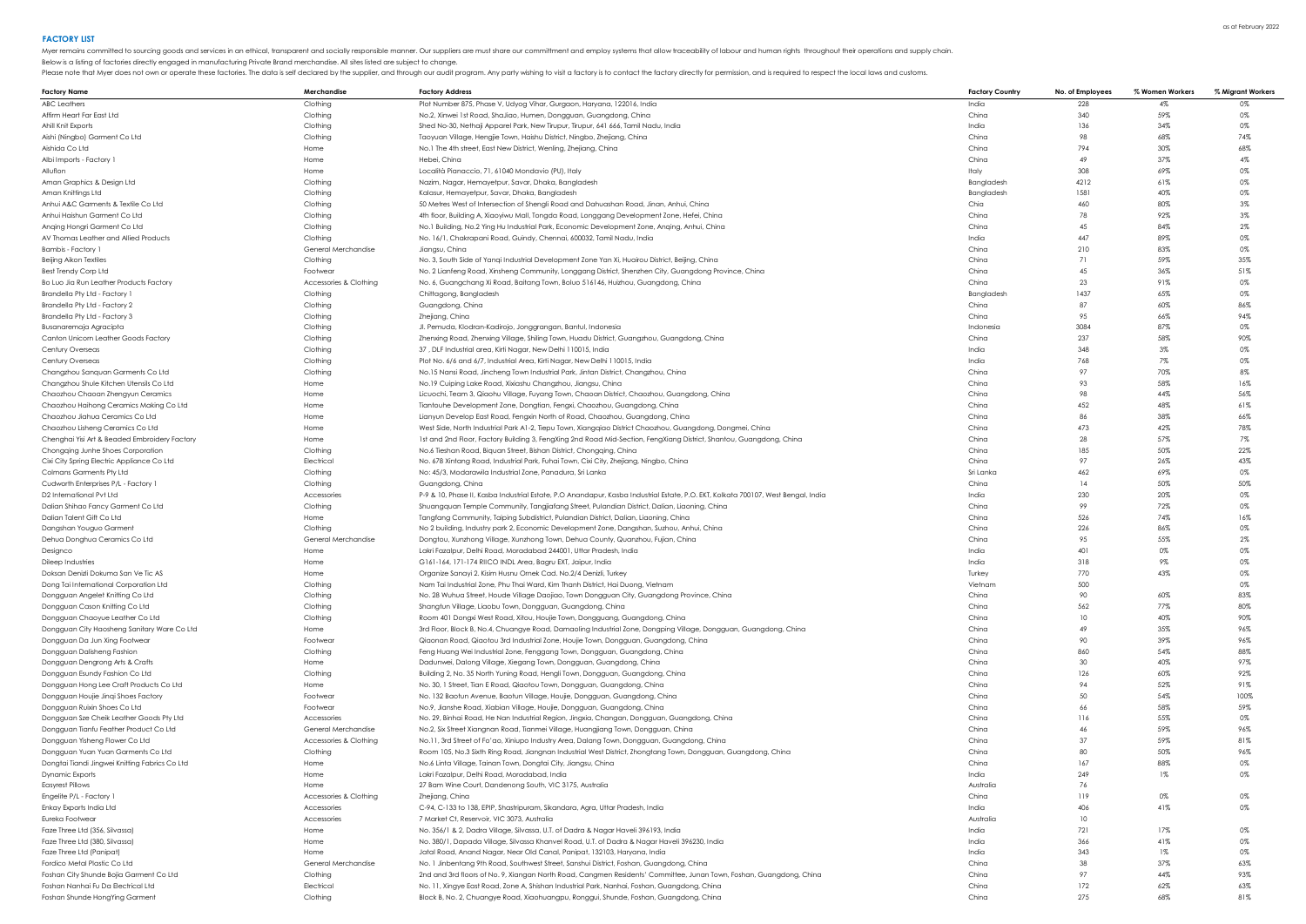as at February 2022

## FACTORY LIST

Myer remains committed to sourcing goods and services in an ethical, transparent and socially responsible manner. Our suppliers are must share our commitment and employ systems that allow traceability of labour and human rights throughout their operations and supply chain.

Below is a listing of factories directly engaged in manufacturing Private Brand merchandise. All sites listed are subject to change.

Please note that Myer does not own or operate these factories. The data is self declared by the supplier, and through our audit program. Any party wishing to visit a factory is to contact the factory directly for permission, and is required to respect the local laws and customs.

| Factory Name | Merchandise | Factory Address | Factory Country | No. of Employees | % Women Workers | % Migrant Workers |
|---|---|---|---|---|---|---|
| ABC Leathers | Clothing | Plot Number 875, Phase V, Udyog Vihar, Gurgaon, Haryana, 122016, India | India | 228 | 4% | 0% |
| Affirm Heart Far East Ltd | Clothing | No.2, Xinwei 1st Road, ShaJiao, Humen, Dongguan, Guangdong, China | China | 340 | 59% | 0% |
| Ahill Knit Exports | Clothing | Shed No-30, Nethaji Apparel Park, New Tirupur, Tirupur, 641 666, Tamil Nadu, India | India | 136 | 34% | 0% |
| Aishi (Ningbo) Garment Co Ltd | Clothing | Taoyuan Village, Hengjie Town, Haishu District, Ningbo, Zhejiang, China | China | 98 | 68% | 74% |
| Aishida Co Ltd | Home | No.1 The 4th street, East New District, Wenling, Zhejiang, China | China | 794 | 30% | 68% |
| Albi Imports - Factory 1 | Home | Hebei, China | China | 49 | 37% | 4% |
| Alluflon | Home | Località Pianaccio, 71, 61040 Mondavio (PU), Italy | Italy | 308 | 69% | 0% |
| Aman Graphics & Design Ltd | Clothing | Nazim, Nagar, Hemayetpur, Savar, Dhaka, Bangladesh | Bangladesh | 4212 | 61% | 0% |
| Aman Knittings Ltd | Clothing | Kalasur, Hemayetpur, Savar, Dhaka, Bangladesh | Bangladesh | 1581 | 40% | 0% |
| Anhui A&C Garments & Textile Co Ltd | Clothing | 50 Metres West of Intersection of Shengli Road and Dahuashan Road, Jinan, Anhui, China | Chia | 460 | 80% | 3% |
| Anhui Haishun Garment Co Ltd | Clothing | 4th floor, Building A, Xiaoyiwu Mall, Tongda Road, Longgang Development Zone, Hefei, China | China | 78 | 92% | 3% |
| Anqing Hongri Garment Co Ltd | Clothing | No.1 Building, No.2 Ying Hu Industrial Park, Economic Development Zone, Anqing, Anhui, China | China | 45 | 84% | 2% |
| AV Thomas Leather and Allied Products | Clothing | No. 16/1, Chakrapani Road, Guindy, Chennai, 600032, Tamil Nadu, India | India | 447 | 89% | 0% |
| Bambis - Factory 1 | General Merchandise | Jiangsu, China | China | 210 | 83% | 0% |
| Beijing Aikon Textiles | Clothing | No. 3, South Side of Yanqi Industrial Development Zone Yan Xi, Huairou District, Beijing, China | China | 71 | 59% | 35% |
| Best Trendy Corp Ltd | Footwear | No. 2 Lianfeng Road, Xinsheng Community, Longgang District, Shenzhen City, Guangdong Province, China | China | 45 | 36% | 51% |
| Bo Luo Jia Run Leather Products Factory | Accessories & Clothing | No. 6, Guangchang Xi Road, Baitang Town, Boluo 516146, Huizhou, Guangdong, China | China | 23 | 91% | 0% |
| Brandella Pty Ltd - Factory 1 | Clothing | Chittagong, Bangladesh | Bangladesh | 1437 | 65% | 0% |
| Brandella Pty Ltd - Factory 2 | Clothing | Guangdong, China | China | 87 | 60% | 86% |
| Brandella Pty Ltd - Factory 3 | Clothing | Zhejiang, China | China | 95 | 66% | 94% |
| Busanaremaja Agracipta | Clothing | Jl. Pemuda, Klodran-Kadirojo, Jonggrangan, Bantul, Indonesia | Indonesia | 3084 | 87% | 0% |
| Canton Unicorn Leather Goods Factory | Clothing | Zhenxing Road, Zhenxing Village, Shiling Town, Huadu District, Guangzhou, Guangdong, China | China | 237 | 58% | 90% |
| Century Overseas | Clothing | 37 , DLF Industrial area, Kirti Nagar, New Delhi 110015, India | India | 348 | 3% | 0% |
| Century Overseas | Clothing | Plot No. 6/6 and 6/7, Industrial Area, Kirti Nagar, New Delhi 110015, India | India | 768 | 7% | 0% |
| Changzhou Sanquan Garments Co Ltd | Clothing | No.15 Nansi Road, Jincheng Town Industrial Park, Jintan District, Changzhou, China | China | 97 | 70% | 8% |
| Changzhou Shule Kitchen Utensils Co Ltd | Home | No.19 Cuiping Lake Road, Xixiashu Changzhou, Jiangsu, China | China | 93 | 58% | 16% |
| Chaozhou Chaoan Zhengyun Ceramics | Home | Licuochi, Team 3, Qiaotou Village, Fuyang Town, Chaoan District, Chaozhou, Guangdong, China | China | 98 | 44% | 56% |
| Chaozhou Haihong Ceramics Making Co Ltd | Home | Tiantouhe Development Zone, Dongtian, Fengxi, Chaozhou, Guangdong, China | China | 452 | 48% | 61% |
| Chaozhou Jiahua Ceramics Co Ltd | Home | Lianyun Develop East Road, Fengxin North of Road, Chaozhou, Guangdong, China | China | 86 | 38% | 66% |
| Chaozhou Lisheng Ceramics Co Ltd | Home | West Side, North Industrial Park A1-2, Tiepu Town, Xiangqiao District Chaozhou, Guangdong, Dongmei, China | China | 473 | 42% | 78% |
| Chenghai Yisi Art & Beaded Embroidery Factory | Home | 1st and 2nd Floor, Factory Building 3, FengXing 2nd Road Mid-Section, FengXiang District, Shantou, Guangdong, China | China | 28 | 57% | 7% |
| Chongqing Junhe Shoes Corporation | Clothing | No.6 Tieshan Road, Biquan Street, Bishan District, Chongqing, China | China | 185 | 50% | 22% |
| Cixi City Spring Electric Appliance Co Ltd | Electrical | No. 678 Xinfang Road, Industrial Park, Fuhai Town, Cixi City, Zhejiang, Ningbo, China | China | 97 | 26% | 43% |
| Colmans Garments Pty Ltd | Clothing | No: 45/3, Modarawila Industrial Zone, Panadura, Sri Lanka | Sri Lanka | 462 | 69% | 0% |
| Cudworth Enterprises P/L - Factory 1 | Clothing | Guangdong, China | China | 14 | 50% | 50% |
| D2 International Pvt Ltd | Accessories | P-9 & 10, Phase II, Kasba Industrial Estate, P.O Anandapur, Kasba Industrial Estate, P.O. EKT, Kolkata 700107, West Bengal, India | India | 230 | 20% | 0% |
| Dalian Shihao Fancy Garment Co Ltd | Clothing | Shuangquan Temple Community, Tangjiafang Street, Pulandian District, Dalian, Liaoning, China | China | 99 | 72% | 0% |
| Dalian Talent Gift Co Ltd | Home | Tangfang Community, Taiping Subdistrict, Pulandian District, Dalian, Liaoning, China | China | 526 | 74% | 16% |
| Dangshan Youguo Garment | Clothing | No 2 building, Industry park 2, Economic Development Zone, Dangshan, Suzhou, Anhui, China | China | 226 | 86% | 0% |
| Dehua Donghua Ceramics Co Ltd | General Merchandise | Dongtou, Xunzhong Village, Xunzhong Town, Dehua County, Quanzhou, Fujian, China | China | 95 | 55% | 2% |
| Designco | Home | Lakri Fazalpur, Delhi Road, Moradabad 244001, Uttar Pradesh, India | India | 401 | 0% | 0% |
| Dileep Industries | Home | G161-164, 171-174 RIICO INDL Area, Bagru EXT, Jaipur, India | India | 318 | 9% | 0% |
| Doksan Denizli Dokuma San Ve Tic AS | Home | Organize Sanayi 2. Kisim Husnu Ornek Cad. No.2/4 Denizli, Turkey | Turkey | 770 | 43% | 0% |
| Dong Tai International Corporation Ltd | Clothing | Nam Tai Industrial Zone, Phu Thai Ward, Kim Thanh District, Hai Duong, Vietnam | Vietnam | 500 | | 0% |
| Dongguan Angelet Knitting Co Ltd | Clothing | No. 28 Wuhua Street, Houde Village Daojiao, Town Dongguan City, Guangdong Province, China | China | 90 | 60% | 83% |
| Dongguan Cason Knitting Co Ltd | Clothing | Shangtun Village, Liaobu Town, Dongguan, Guangdong, China | China | 562 | 77% | 80% |
| Dongguan Chaoyue Leather Co Ltd | Clothing | Room 401 Dongxi West Road, Xitou, Houjie Town, Dongguang, Guangdong, China | China | 10 | 40% | 90% |
| Dongguan City Haosheng Sanitary Ware Co Ltd | Home | 3rd Floor, Block B, No.4, Chuangye Road, Damaoling Industrial Zone, Dongping Village, Dongguan, Guangdong, China | China | 49 | 35% | 96% |
| Dongguan Da Jun Xing Footwear | Footwear | Qiaonan Road, Qiaotou 3rd Industrial Zone, Houjie Town, Dongguan, Guangdong, China | China | 90 | 39% | 96% |
| Dongguan Dalisheng Fashion | Clothing | Feng Huang Wei Industrial Zone, Fenggang Town, Dongguan, Guangdong, China | China | 860 | 54% | 88% |
| Dongguan Dengrong Arts & Crafts | Home | Dadunwei, Dalong Village, Xiegang Town, Dongguan, Guangdong, China | China | 30 | 40% | 97% |
| Dongguan Esundy Fashion Co Ltd | Clothing | Building 2, No. 35 North Yuning Road, Hengli Town, Dongguan, Guangdong, China | China | 126 | 60% | 92% |
| Dongguan Hong Lee Craft Products Co Ltd | Home | No. 30, 1 Street, Tian E Road, Qiaotou Town, Dongguan, Guangdong, China | China | 94 | 52% | 91% |
| Dongguan Houjie Jinqi Shoes Factory | Footwear | No. 132 Baotun Avenue, Baotun Village, Houjie, Dongguan, Guangdong, China | China | 50 | 54% | 100% |
| Dongguan Ruixin Shoes Co Ltd | Footwear | No.9, Jianshe Road, Xiabian Village, Houjie, Dongguan, Guangdong, China | China | 66 | 58% | 59% |
| Dongguan Sze Cheik Leather Goods Pty Ltd | Accessories | No. 29, Binhai Road, He Nan Industrial Region, Jingxia, Changan, Dongguan, Guangdong, China | China | 116 | 55% | 0% |
| Dongguan Tianfu Feather Product Co Ltd | General Merchandise | No.2, Six Street Xiangnan Road, Tianmei Village, Huangjiang Town, Dongguan, China | China | 46 | 59% | 96% |
| Dongguan Yisheng Flower Co Ltd | Accessories & Clothing | No.11, 3rd Street of Fo'ao, Xinjupo Industry Area, Dalang Town, Dongguan, Guangdong, China | China | 37 | 59% | 81% |
| Dongguan Yuan Yuan Garments Co Ltd | Clothing | Room 105, No.3 Sixth Ring Road, Jiangnan Industrial West District, Zhongtang Town, Dongguan, Guangdong, China | China | 80 | 50% | 96% |
| Dongtai Tiandi Jingwei Knitting Fabrics Co Ltd | Home | No.6 Linta Village, Tainan Town, Dongtai City, Jiangsu, China | China | 167 | 88% | 0% |
| Dynamic Exports | Home | Lakri Fazalpur, Delhi Road, Moradabad, India | India | 249 | 1% | 0% |
| Easyrest Pillows | Home | 27 Barn Wine Court, Dandenong South, VIC 3175, Australia | Australia | 76 | | |
| Engelite P/L - Factory 1 | Accessories & Clothing | Zhejiang, China | China | 119 | 0% | 0% |
| Enkay Exports India Ltd | Accessories | C-94, C-133 to 138, EPIP, Shastripuram, Sikandara, Agra, Uttar Pradesh, India | India | 406 | 41% | 0% |
| Eureka Footwear | Accessories | 7 Market Ct, Reservoir, VIC 3073, Australia | Australia | 10 | | |
| Faze Three Ltd (356, Silvassa) | Home | No. 356/1 & 2, Dadra Village, Silvassa, U.T. of Dadra & Nagar Haveli 396193, India | India | 721 | 17% | 0% |
| Faze Three Ltd (380, Silvassa) | Home | No. 380/1, Dapada Village, Silvassa Khanvel Road, U.T. of Dadra & Nagar Haveli 396230, India | India | 366 | 41% | 0% |
| Faze Three Ltd (Panipat) | Home | Jatal Road, Anand Nagar, Near Old Canal, Panipat, 132103, Haryana, India | India | 343 | 1% | 0% |
| Fordico Metal Plastic Co Ltd | General Merchandise | No. 1 Jinbentang 9th Road, Southwest Street, Sanshui District, Foshan, Guangdong, China | China | 38 | 37% | 63% |
| Foshan City Shunde Bojia Garment Co Ltd | Clothing | 2nd and 3rd floors of No. 9, Xiangan North Road, Cangmen Residents' Committee, Junan Town, Foshan, Guangdong, China | China | 97 | 44% | 93% |
| Foshan Nanhai Fu Da Electrical Ltd | Electrical | No. 11, Xingye East Road, Zone A, Shishan Industrial Park, Nanhai, Foshan, Guangdong, China | China | 172 | 62% | 63% |
| Foshan Shunde HongYing Garment | Clothing | Block B, No. 2, Chuangye Road, Xiaohuangpu, Ronggui, Shunde, Foshan, Guangdong, China | China | 275 | 68% | 81% |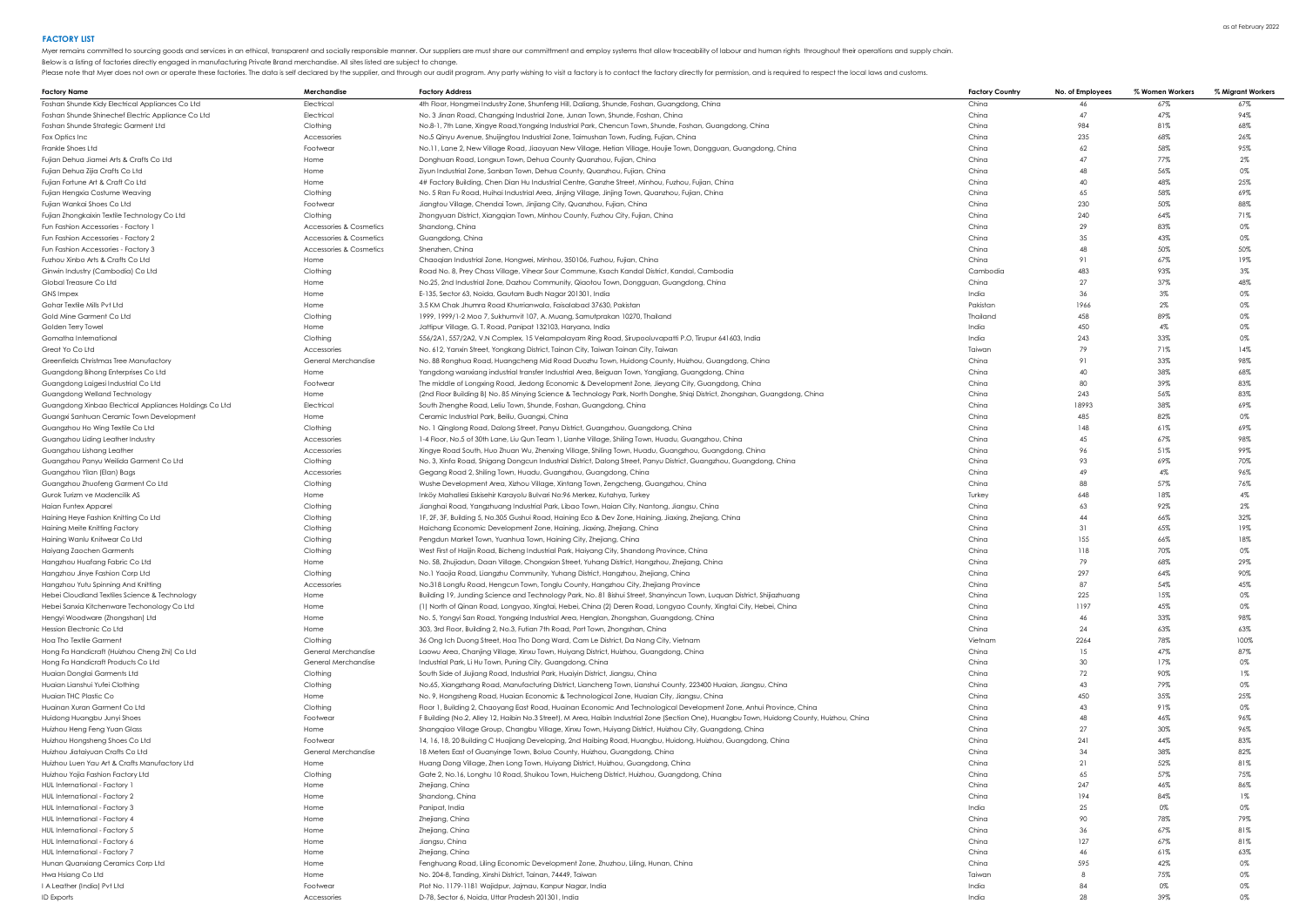## FACTORY LIST

as at February 2022

Myer remains committed to sourcing goods and services in an ethical, transparent and socially responsible manner. Our suppliers are must share our commitment and employ systems that allow traceability of labour and human rights throughout their operations and supply chain.

Below is a listing of factories directly engaged in manufacturing Private Brand merchandise. All sites listed are subject to change.

Please note that Myer does not own or operate these factories. The data is self declared by the supplier, and through our audit program. Any party wishing to visit a factory is to contact the factory directly for permission, and is required to respect the local laws and customs.

| Factory Name | Merchandise | Factory Address | Factory Country | No. of Employees | % Women Workers | % Migrant Workers |
|---|---|---|---|---|---|---|
| Foshan Shunde Kidy Electrical Appliances Co Ltd | Electrical | 4th Floor, Hongmei Industry Zone, Shunfeng Hill, Daliang, Shunde, Foshan, Guangdong, China | China | 46 | 67% | 67% |
| Foshan Shunde Shinechef Electric Appliance Co Ltd | Electrical | No. 3 Jinan Road, Changxing Industrial Zone, Junan Town, Shunde, Foshan, China | China | 47 | 47% | 94% |
| Foshan Shunde Strategic Garment Ltd | Clothing | No.8-1, 7th Lane, Xingye Road,Yongxing Industrial Park, Chencun Town, Shunde, Foshan, Guangdong, China | China | 984 | 81% | 68% |
| Fox Optics Inc | Accessories | No.5 Qinyu Avenue, Shuijingtou Industrial Zone, Taimushan Town, Fuding, Fujian, China | China | 235 | 68% | 26% |
| Frankie Shoes Ltd | Footwear | No.11, Lane 2, New Village Road, Jiaoyuan New Village, Hetian Village, Houjie Town, Dongguan, Guangdong, China | China | 62 | 58% | 95% |
| Fujian Dehua Jiamei Arts & Crafts Co Ltd | Home | Donghuan Road, Longxun Town, Dehua County Quanzhou, Fujian, China | China | 47 | 77% | 2% |
| Fujian Dehua Zijia Crafts Co Ltd | Home | Ziyun Industrial Zone, Sanban Town, Dehua County, Quanzhou, Fujian, China | China | 48 | 56% | 0% |
| Fujian Fortune Art & Craft Co Ltd | Home | 4# Factory Building, Chen Dian Hu Industrial Centre, Ganzhe Street, Minhou, Fuzhou, Fujian, China | China | 40 | 48% | 25% |
| Fujian Hengxia Costume Weaving | Clothing | No. 5 Ran Fu Road, Huihai Industrial Area, Jinjing Village, Jinjing Town, Quanzhou, Fujian, China | China | 65 | 58% | 69% |
| Fujian Wankai Shoes Co Ltd | Footwear | Jiangtou Village, Chendai Town, Jinjiang City, Quanzhou, Fujian, China | China | 230 | 50% | 88% |
| Fujian Zhongkaixin Textile Technology Co Ltd | Clothing | Zhongyuan District, Xiangqian Town, Minhou County, Fuzhou City, Fujian, China | China | 240 | 64% | 71% |
| Fun Fashion Accessories - Factory 1 | Accessories & Cosmetics | Shandong, China | China | 29 | 83% | 0% |
| Fun Fashion Accessories - Factory 2 | Accessories & Cosmetics | Guangdong, China | China | 35 | 43% | 0% |
| Fun Fashion Accessories - Factory 3 | Accessories & Cosmetics | Shenzhen, China | China | 48 | 50% | 50% |
| Fuzhou Xinbo Arts & Crafts Co Ltd | Home | Chaoqian Industrial Zone, Hongwei, Minhou, 350106, Fuzhou, Fujian, China | China | 91 | 67% | 19% |
| Ginwin Industry (Cambodia) Co Ltd | Clothing | Road No. 8, Prey Chass Village, Vihear Sour Commune, Ksach Kandal District, Kandal, Cambodia | Cambodia | 483 | 93% | 3% |
| Global Treasure Co Ltd | Home | No.25, 2nd Industrial Zone, Dazhou Community, Qiaotou Town, Dongguan, Guangdong, China | China | 27 | 37% | 48% |
| GNS Impex | Home | E-135, Sector 63, Noida, Gautam Budh Nagar 201301, India | India | 36 | 3% | 0% |
| Gohar Textile Mills Pvt Ltd | Home | 3.5 KM Chak Jhumra Road Khurrianwala, Faisalabad 37630, Pakistan | Pakistan | 1966 | 2% | 0% |
| Gold Mine Garment Co Ltd | Clothing | 1999, 1999/1-2 Moo 7, Sukhumvit 107, A. Muang, Samutprakan 10270, Thailand | Thailand | 458 | 89% | 0% |
| Golden Terry Towel | Home | Jattipur Village, G. T. Road, Panipat 132103, Haryana, India | India | 450 | 4% | 0% |
| Gomatha International | Clothing | 556/2A1, 557/2A2, V.N Complex, 15 Velampalayam Ring Road, Sirupooluvapatti P.O, Tirupur 641603, India | India | 243 | 33% | 0% |
| Great Yo Co Ltd | Accessories | No. 612, Yanxin Street, Yongkang District, Tainan City, Taiwan Tainan City, Taiwan | Taiwan | 79 | 71% | 14% |
| Greenfields Christmas Tree Manufactory | General Merchandise | No. 88 Ronghua Road, Huangcheng Mid Road Duozhu Town, Huidong County, Huizhou, Guangdong, China | China | 91 | 33% | 98% |
| Guangdong Bihong Enterprises Co Ltd | Home | Yangdong wanxiang industrial transfer Industrial Area, Beiguan Town, Yangjiang, Guangdong, China | China | 40 | 38% | 68% |
| Guangdong Laigesi Industrial Co Ltd | Footwear | The middle of Longxing Road, Jiedong Economic & Development Zone, Jieyang City, Guangdong, China | China | 80 | 39% | 83% |
| Guangdong Welland Technology | Home | (2nd Floor Building B) No. 85 Minying Science & Technology Park, North Donghe, Shiqi District, Zhongshan, Guangdong, China | China | 243 | 56% | 83% |
| Guangdong Xinbao Electrical Appliances Holdings Co Ltd | Electrical | South Zhenghe Road, Leliu Town, Shunde, Foshan, Guangdong, China | China | 18993 | 38% | 69% |
| Guangxi Sanhuan Ceramic Town Development | Home | Ceramic Industrial Park, Beiliu, Guangxi, China | China | 485 | 82% | 0% |
| Guangzhou Ho Wing Textile Co Ltd | Clothing | No. 1 Qinglong Road, Dalong Street, Panyu District, Guangzhou, Guangdong, China | China | 148 | 61% | 69% |
| Guangzhou Liding Leather Industry | Accessories | 1-4 Floor, No.5 of 30th Lane, Liu Qun Team 1, Lianhe Village, Shiling Town, Huadu, Guangzhou, China | China | 45 | 67% | 98% |
| Guangzhou Lishang Leather | Accessories | Xingye Road South, Huo Zhuan Wu, Zhenxing Village, Shiling Town, Huadu, Guangzhou, Guangdong, China | China | 96 | 51% | 99% |
| Guangzhou Panyu Weilida Garment Co Ltd | Clothing | No. 3, Xinfa Road, Shigang Dongcun Industrial District, Dalong Street, Panyu District, Guangzhou, Guangdong, China | China | 93 | 69% | 70% |
| Guangzhou Yilan (Elan) Bags | Accessories | Gegang Road 2, Shiling Town, Huadu, Guangzhou, Guangdong, China | China | 49 | 4% | 96% |
| Guangzhou Zhuofeng Garment Co Ltd | Clothing | Wushe Development Area, Xizhou Village, Xintang Town, Zengcheng, Guangzhou, China | China | 88 | 57% | 76% |
| Gurok Turizm ve Madencilik AS | Home | Inköy Mahallesi Eskisehir Karayolu Bulvari No:96 Merkez, Kutahya, Turkey | Turkey | 648 | 18% | 4% |
| Haian Funtex Apparel | Clothing | Jianghai Road, Yangzhuang Industrial Park, Libao Town, Haian City, Nantong, Jiangsu, China | China | 63 | 92% | 2% |
| Haining Heye Fashion Knitting Co Ltd | Clothing | 1F, 2F, 3F, Building 5, No.305 Gushui Road, Haining Eco & Dev Zone, Haining, Jiaxing, Zhejiang, China | China | 44 | 66% | 32% |
| Haining Meite Knitting Factory | Clothing | Haichang Economic Development Zone, Haining, Jiaxing, Zhejiang, China | China | 31 | 65% | 19% |
| Haining Wanlu Knitwear Co Ltd | Clothing | Pengdun Market Town, Yuanhua Town, Haining City, Zhejiang, China | China | 155 | 66% | 18% |
| Haiyang Zaochen Garments | Clothing | West First of Haijin Road, Bicheng Industrial Park, Haiyang City, Shandong Province, China | China | 118 | 70% | 0% |
| Hangzhou Huafang Fabric Co Ltd | Home | No. 58, Zhujiadun, Daan Village, Chongxian Street, Yuhang District, Hangzhou, Zhejiang, China | China | 79 | 68% | 29% |
| Hangzhou Jinye Fashion Corp Ltd | Clothing | No.1 Yaojia Road, Liangzhu Community, Yuhang District, Hangzhou, Zhejiang, China | China | 297 | 64% | 90% |
| Hangzhou Yutu Spinning And Knitting | Accessories | No.318 Longfu Road, Hengcun Town, Tonglu County, Hangzhou City, Zhejiang Province | China | 87 | 54% | 45% |
| Hebei Cloudland Textiles Science & Technology | Home | Building 19, Junding Science and Technology Park, No. 81 Bishui Street, Shanyincun Town, Luquan District, Shijiazhuang | China | 225 | 15% | 0% |
| Hebei Sanxia Kitchenware Techonology Co Ltd | Home | (1) North of Qinan Road, Longyao, Xingtai, Hebei, China (2) Deren Road, Longyao County, Xingtai City, Hebei, China | China | 1197 | 45% | 0% |
| Hengyi Woodware (Zhongshan) Ltd | Home | No. 5, Yongyi San Road, Yongxing Industrial Area, Henglan, Zhongshan, Guangdong, China | China | 46 | 33% | 98% |
| Hession Electronic Co Ltd | Home | 303, 3rd Floor, Building 2, No.3, Futian 7th Road, Port Town, Zhongshan, China | China | 24 | 63% | 63% |
| Hoa Tho Textile Garment | Clothing | 36 Ong Ich Duong Street, Hoa Tho Dong Ward, Cam Le District, Da Nang City, Vietnam | Vietnam | 2264 | 78% | 100% |
| Hong Fa Handicraft (Huizhou Cheng Zhi) Co Ltd | General Merchandise | Laowu Area, Chanjing Village, Xinxu Town, Huiyang District, Huizhou, Guangdong, China | China | 15 | 47% | 87% |
| Hong Fa Handicraft Products Co Ltd | General Merchandise | Industrial Park, Li Hu Town, Puning City, Guangdong, China | China | 30 | 17% | 0% |
| Huaian Donglai Garments Ltd | Clothing | South Side of Jiujiang Road, Industrial Park, Huaiyin District, Jiangsu, China | China | 72 | 90% | 1% |
| Huaian Lianshui Yufei Clothing | Clothing | No.65, Xiangzhang Road, Manufacturing District, Liancheng Town, Lianshui County, 223400 Huaian, Jiangsu, China | China | 43 | 79% | 0% |
| Huaian THC Plastic Co | Home | No. 9, Hongsheng Road, Huaian Economic & Technological Zone, Huaian City, Jiangsu, China | China | 450 | 35% | 25% |
| Huainan Xuran Garment Co Ltd | Clothing | Floor 1, Building 2, Chaoyang East Road, Huainan Economic And Technological Development Zone, Anhui Province, China | China | 43 | 91% | 0% |
| Huidong Huangbu Junyi Shoes | Footwear | F Building (No.2, Alley 12, Haibin No.3 Street), M Area, Haibin Industrial Zone (Section One), Huangbu Town, Huidong County, Huizhou, China | China | 48 | 46% | 96% |
| Huizhou Heng Feng Yuan Glass | Home | Shangqiao Village Group, Changbu Village, Xinxu Town, Huiyang District, Huizhou City, Guangdong, China | China | 27 | 30% | 96% |
| Huizhou Hongsheng Shoes Co Ltd | Footwear | 14, 16, 18, 20 Building C Huajiang Developing, 2nd Haibing Road, Huangbu, Huidong, Huizhou, Guangdong, China | China | 241 | 44% | 83% |
| Huizhou Jiataiyuan Crafts Co Ltd | General Merchandise | 18 Meters East of Guanyinge Town, Boluo County, Huizhou, Guangdong, China | China | 34 | 38% | 82% |
| Huizhou Luen You Art & Crafts Manufactory Ltd | Home | Huang Dong Village, Zhen Long Town, Huiyang District, Huizhou, Guangdong, China | China | 21 | 52% | 81% |
| Huizhou Yojia Fashion Factory Ltd | Clothing | Gate 2, No.16, Longhu 10 Road, Shuikou Town, Huicheng District, Huizhou, Guangdong, China | China | 65 | 57% | 75% |
| HUL International - Factory 1 | Home | Zhejiang, China | China | 247 | 46% | 86% |
| HUL International - Factory 2 | Home | Shandong, China | China | 194 | 84% | 1% |
| HUL International - Factory 3 | Home | Panipat, India | India | 25 | 0% | 0% |
| HUL International - Factory 4 | Home | Zhejiang, China | China | 90 | 78% | 79% |
| HUL International - Factory 5 | Home | Zhejiang, China | China | 36 | 67% | 81% |
| HUL International - Factory 6 | Home | Jiangsu, China | China | 127 | 67% | 81% |
| HUL International - Factory 7 | Home | Zhejiang, China | China | 46 | 61% | 63% |
| Hunan Quanxiang Ceramics Corp Ltd | Home | Fenghuang Road, Liling Economic Development Zone, Zhuzhou, Liling, Hunan, China | China | 595 | 42% | 0% |
| Hwa Hsiang Co Ltd | Home | No. 204-8, Tanding, Xinshi District, Tainan, 74449, Taiwan | Taiwan | 8 | 75% | 0% |
| I A Leather (India) Pvt Ltd | Footwear | Plot No. 1179-1181 Wajidpur, Jajmau, Kanpur Nagar, India | India | 84 | 0% | 0% |
| ID Exports | Accessories | D-78, Sector 6, Noida, Uttar Pradesh 201301, India | India | 28 | 39% | 0% |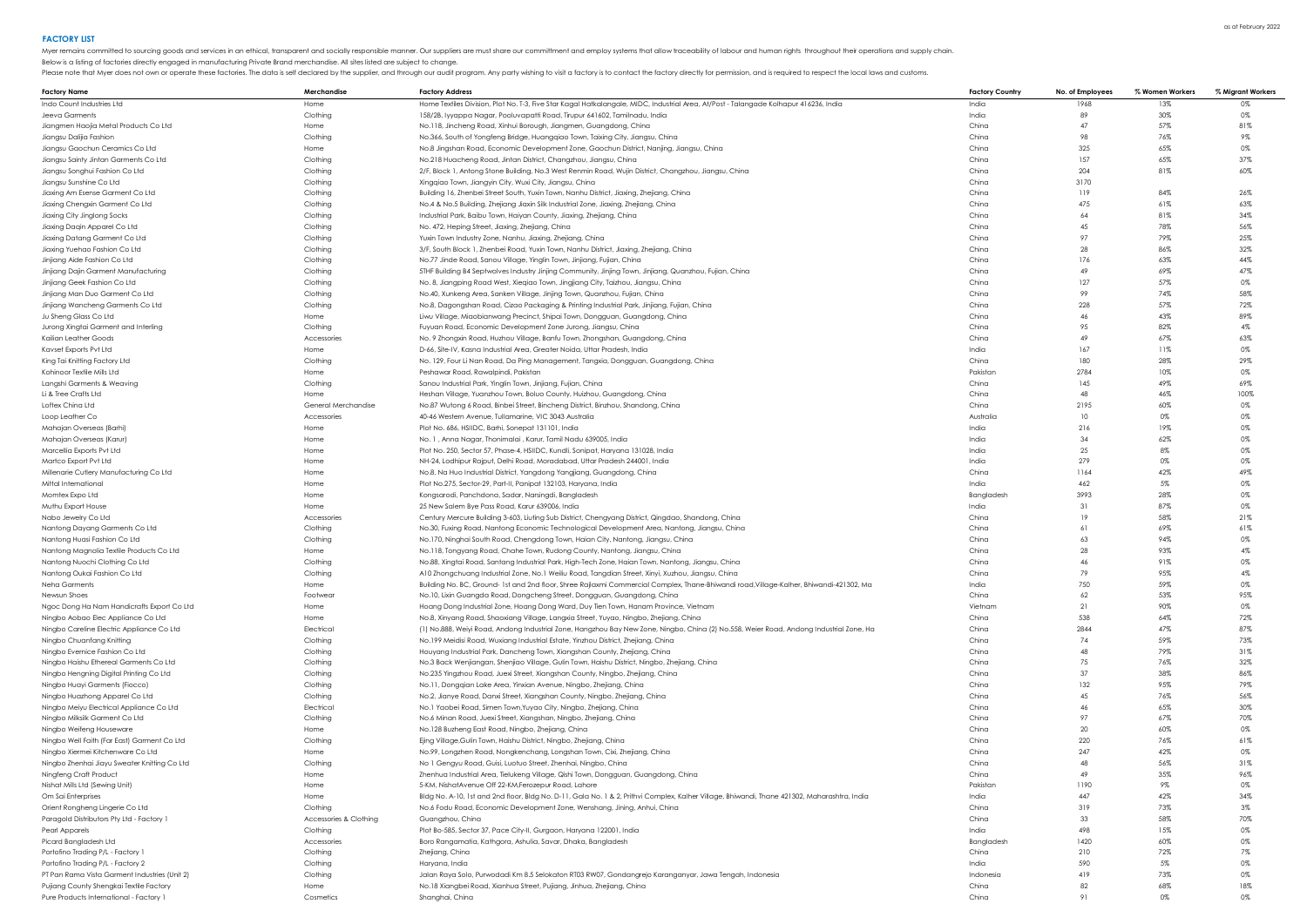as at February 2022

**FACTORY LIST**

Myer remains committed to sourcing goods and services in an ethical, transparent and socially responsible manner. Our suppliers are must share our committment and employ systems that allow traceability of labour and human rights throughout their operations and supply chain.

Below is a listing of factories directly engaged in manufacturing Private Brand merchandise. All sites listed are subject to change.

Please note that Myer does not own or operate these factories. The data is self declared by the supplier, and through our audit program. Any party wishing to visit a factory is to contact the factory directly for permission, and is required to respect the local laws and customs.

| Factory Name | Merchandise | Factory Address | Factory Country | No. of Employees | % Women Workers | % Migrant Workers |
|---|---|---|---|---|---|---|
| Indo Count Industries Ltd | Home | Home Textiles Division, Plot No. T-3, Five Star Kagal Hatkalangale, MIDC, Industrial Area, At/Post - Talangade Kolhapur 416236, India | India | 1968 | 13% | 0% |
| Jeeva Garments | Clothing | 158/28, Iyyappa Nagar, Pooluvapatti Road, Tirupur 641602, Tamilnadu, India | India | 89 | 30% | 0% |
| Jiangmen Haojia Metal Products Co Ltd | Home | No.118, Jincheng Road, Xinhui Borough, Jiangmen, Guangdong, China | China | 47 | 57% | 81% |
| Jiangsu Dalijia Fashion | Clothing | No.366, South of Yongfeng Bridge, Huangqiao Town, Taixing City, Jiangsu, China | China | 98 | 76% | 9% |
| Jiangsu Gaochun Ceramics Co Ltd | Home | No.8 Jingshan Road, Economic Development Zone, Gaochun District, Nanjing, Jiangsu, China | China | 325 | 65% | 0% |
| Jiangsu Sainty Jintan Garments Co Ltd | Clothing | No.218 Huacheng Road, Jintan District, Changzhou, Jiangsu, China | China | 157 | 65% | 37% |
| Jiangsu Songhui Fashion Co Ltd | Clothing | 2/F, Block 1, Antong Stone Building, No.3 West Renmin Road, Wujin District, Changzhou, Jiangsu, China | China | 204 | 81% | 60% |
| Jiangsu Sunshine Co Ltd | Clothing | Xingqiao Town, Jiangyin City, Wuxi City, Jiangsu, China | China | 3170 | | |
| Jiaxing Am Esense Garment Co Ltd | Clothing | Building 16, Zhenbei Street South, Yuxin Town, Nanhu District, Jiaxing, Zhejiang, China | China | 119 | 84% | 26% |
| Jiaxing Chengxin Garment Co Ltd | Clothing | No.4 & No.5 Building, Zhejiang Jiaxin Silk Industrial Zone, Jiaxing, Zhejiang, China | China | 475 | 61% | 63% |
| Jiaxing City Jinglong Socks | Clothing | Industrial Park, Baibu Town, Haiyan County, Jiaxing, Zhejiang, China | China | 64 | 81% | 34% |
| Jiaxing Daqin Apparel Co Ltd | Clothing | No. 472, Heping Street, Jiaxing, Zhejiang, China | China | 45 | 78% | 56% |
| Jiaxing Datang Garment Co Ltd | Clothing | Yuxin Town Industry Zone, Nanhu, Jiaxing, Zhejiang, China | China | 97 | 79% | 25% |
| Jiaxing Yuehao Fashion Co Ltd | Clothing | 3/F, South Block 1, Zhenbei Road, Yuxin Town, Nanhu District, Jiaxing, Zhejiang, China | China | 28 | 86% | 32% |
| Jinjiang Aide Fashion Co Ltd | Clothing | No.77 Jinde Road, Sanou Village, Yinglin Town, Jinjiang, Fujian, China | China | 176 | 63% | 44% |
| Jinjiang Dajin Garment Manufacturing | Clothing | 5THF Building B4 Septwolves Industry Jinjing Community, Jinjing Town, Jinjiang, Quanzhou, Fujian, China | China | 49 | 69% | 47% |
| Jinjiang Geek Fashion Co Ltd | Clothing | No. 8, Jiangping Road West, Xieqiao Town, Jingjiang City, Taizhou, Jiangsu, China | China | 127 | 57% | 0% |
| Jinjiang Man Duo Garment Co Ltd | Clothing | No.40, Xunkeng Area, Sanken Village, Jinjing Town, Quanzhou, Fujian, China | China | 99 | 74% | 58% |
| Jinjiang Wancheng Garments Co Ltd | Clothing | No.8, Dagongshan Road, Cizao Packaging & Printing Industrial Park, Jinjiang, Fujian, China | China | 228 | 57% | 72% |
| Ju Sheng Glass Co Ltd | Home | Liwu Village, Miaobianwang Precinct, Shipai Town, Dongguan, Guangdong, China | China | 46 | 43% | 89% |
| Jurong Xingtai Garment and Interling | Clothing | Fuyuan Road, Economic Development Zone Jurong, Jiangsu, China | China | 95 | 82% | 4% |
| Kailian Leather Goods | Accessories | No. 9 Zhongxin Road, Huzhou Village, Banfu Town, Zhongshan, Guangdong, China | China | 49 | 67% | 63% |
| Kavset Exports Pvt Ltd | Home | D-66, Site-IV, Kasna Industrial Area, Greater Noida, Uttar Pradesh, India | India | 167 | 11% | 0% |
| King Tai Knitting Factory Ltd | Clothing | No. 129, Four Li Nan Road, Da Ping Management, Tangxia, Dongguan, Guangdong, China | China | 180 | 28% | 29% |
| Kohinoor Textile Mills Ltd | Home | Peshawar Road, Rawalpindi, Pakistan | Pakistan | 2784 | 10% | 0% |
| Langshi Garments & Weaving | Clothing | Sanou Industrial Park, Yinglin Town, Jinjiang, Fujian, China | China | 145 | 49% | 69% |
| Li & Tree Crafts Ltd | Home | Heshan Village, Yuanzhou Town, Boluo County, Huizhou, Guangdong, China | China | 48 | 46% | 100% |
| Loftex China Ltd | General Merchandise | No.87 Wutong 6 Road, Binbei Street, Bincheng District, Binzhou, Shandong, China | China | 2195 | 60% | 0% |
| Loop Leather Co | Accessories | 40-46 Western Avenue, Tullamarine, VIC 3043 Australia | Australia | 10 | 0% | 0% |
| Mahajan Overseas (Barhi) | Home | Plot No. 686, HSIIDC, Barhi, Sonepat 131101, India | India | 216 | 19% | 0% |
| Mahajan Overseas (Karur) | Home | No. 1 , Anna Nagar, Thorimalai , Karur, Tamil Nadu 639005, India | India | 34 | 62% | 0% |
| Marcellia Exports Pvt Ltd | Home | Plot No. 250, Sector 57, Phase-4, HSIIDC, Kundli, Sonipat, Haryana 131028, India | India | 25 | 8% | 0% |
| Martco Export Pvt Ltd | Home | NH-24, Lodhipur Rajput, Delhi Road, Moradabad, Uttar Pradesh 244001, India | India | 279 | 0% | 0% |
| Millenarie Cutlery Manufacturing Co Ltd | Home | No.8, Na Huo Industrial District, Yangdong Yangjiang, Guangdong, China | China | 1164 | 42% | 49% |
| Mittal International | Home | Plot No.275, Sector-29, Part-II, Panipat 132103, Haryana, India | India | 462 | 5% | 0% |
| Momtex Expo Ltd | Home | Kongsarodi, Panchdona, Sadar, Narsingdi, Bangladesh | Bangladesh | 3993 | 28% | 0% |
| Muthu Export House | Home | 25 New Salem Bye Pass Road, Karur 639006, India | India | 31 | 87% | 0% |
| Nabo Jewelry Co Ltd | Accessories | Century Mercure Building 3-603, Liuting Sub District, Chengyang District, Qingdao, Shandong, China | China | 19 | 58% | 21% |
| Nantong Dayang Garments Co Ltd | Clothing | No.30, Fuxing Road, Nantong Economic Technological Development Area, Nantong, Jiangsu, China | China | 61 | 69% | 61% |
| Nantong Huasi Fashion Co Ltd | Clothing | No.170, Ninghai South Road, Chengdong Town, Haian City, Nantong, Jiangsu, China | China | 63 | 94% | 0% |
| Nantong Magnolia Textile Products Co Ltd | Home | No.118, Tongyang Road, Chahe Town, Rudong County, Nantong, Jiangsu, China | China | 28 | 93% | 4% |
| Nantong Nuochi Clothing Co Ltd | Clothing | No.88, Xingtai Road, Santang Industrial Park, High-Tech Zone, Haian Town, Nantong, Jiangsu, China | China | 46 | 91% | 0% |
| Nantong Oukai Fashion Co Ltd | Clothing | A10 Zhongchuang Industrial Zone, No.1 Weiliu Road, Tangdian Street, Xinyi, Xuzhou, Jiangsu, China | China | 79 | 95% | 4% |
| Neha Garments | Home | Building No. BC, Ground- 1st and 2nd floor, Shree Rajlaxmi Commercial Complex, Thane-Bhiwandi road,Village-Kalher, Bhiwandi-421302, Ma | India | 750 | 59% | 0% |
| Newsun Shoes | Footwear | No.10, Lixin Guangda Road, Dongcheng Street, Dongguan, Guangdong, China | China | 62 | 53% | 95% |
| Ngoc Dong Ha Nam Handicrafts Export Co Ltd | Home | Hoang Dong Industrial Zone, Hoang Dong Ward, Duy Tien Town, Hanam Province, Vietnam | Vietnam | 21 | 90% | 0% |
| Ningbo Aobao Elec Appliance Co Ltd | Home | No.8, Xinyang Road, Shaoxiang Village, Langxia Street, Yuyao, Ningbo, Zhejiang, China | China | 538 | 64% | 72% |
| Ningbo Careline Electric Appliance Co Ltd | Electrical | (1) No.888, Weiyi Road, Andong Industrial Zone, Hangzhou Bay New Zone, Ningbo, China (2) No.558, Weier Road, Andong Industrial Zone, Ha | China | 2844 | 47% | 87% |
| Ningbo Chuanfang Knitting | Clothing | No.199 Meidisi Road, Wuxiang Industrial Estate, Yinzhou District, Zhejiang, China | China | 74 | 59% | 73% |
| Ningbo Evernice Fashion Co Ltd | Clothing | Houyang Industrial Park, Dancheng Town, Xiangshan County, Zhejiang, China | China | 48 | 79% | 31% |
| Ningbo Haishu Ethereal Garments Co Ltd | Clothing | No.3 Back Wenjiangan, Shenjiao Village, Gulin Town, Haishu District, Ningbo, Zhejiang, China | China | 75 | 76% | 32% |
| Ningbo Hengning Digital Printing Co Ltd | Clothing | No.235 Yingzhou Road, Juexi Street, Xiangshan County, Ningbo, Zhejiang, China | China | 37 | 38% | 86% |
| Ningbo Huayi Garments (Fiocco) | Clothing | No.11, Dongqian Lake Area, Yinxian Avenue, Ningbo, Zhejiang, China | China | 132 | 95% | 79% |
| Ningbo Huazhong Apparel Co Ltd | Clothing | No.2, Jianye Road, Danxi Street, Xiangshan County, Ningbo, Zhejiang, China | China | 45 | 76% | 56% |
| Ningbo Meiyu Electrical Appliance Co Ltd | Electrical | No.1 Yaobei Road, Simen Town,Yuyao City, Ningbo, Zhejiang, China | China | 46 | 65% | 30% |
| Ningbo Miksilk Garment Co Ltd | Clothing | No.6 Minan Road, Juexi Street, Xiangshan, Ningbo, Zhejiang, China | China | 97 | 67% | 70% |
| Ningbo Weifeng Houseware | Home | No.128 Buzheng East Road, Ningbo, Zhejiang, China | China | 20 | 60% | 0% |
| Ningbo Well Faith (Far East) Garment Co Ltd | Clothing | Ejing Village,Gulin Town, Haishu District, Ningbo, Zhejiang, China | China | 220 | 76% | 61% |
| Ningbo Xiermei Kitchenware Co Ltd | Home | No.99, Longzhen Road, Nongkenchang, Longshan Town, Cixi, Zhejiang, China | China | 247 | 42% | 0% |
| Ningbo Zhenhai Jiayu Sweater Knitting Co Ltd | Clothing | No 1 Gengyu Road, Guisi, Luotuo Street, Zhenhai, Ningbo, China | China | 48 | 56% | 31% |
| Ningfeng Craft Product | Home | Zhenhua Industrial Area, Tielukeng Village, Qishi Town, Dongguan, Guangdong, China | China | 49 | 35% | 96% |
| Nishat Mills Ltd (Sewing Unit) | Home | 5-KM, NishatAvenue Off 22-KM,Ferozepur Road, Lahore | Pakistan | 1190 | 9% | 0% |
| Om Sai Enterprises | Home | Bldg No. A-10, 1st and 2nd floor, Bldg No. D-11, Gala No. 1 & 2, Prithvi Complex, Kalher Village, Bhiwandi, Thane 421302, Maharashtra, India | India | 447 | 42% | 34% |
| Orient Rongheng Lingerie Co Ltd | Clothing | No.6 Fodu Road, Economic Development Zone, Wenshang, Jining, Anhui, China | China | 319 | 73% | 3% |
| Paragold Distributors Pty Ltd - Factory 1 | Accessories & Clothing | Guangzhou, China | China | 33 | 58% | 70% |
| Pearl Apparels | Clothing | Plot Bo-585, Sector 37, Pace City-II, Gurgaon, Haryana 122001, India | India | 498 | 15% | 0% |
| Picard Bangladesh Ltd | Accessories | Boro Rangamatia, Kathgora, Ashulia, Savar, Dhaka, Bangladesh | Bangladesh | 1420 | 60% | 0% |
| Portofino Trading P/L - Factory 1 | Clothing | Zhejiang, China | China | 210 | 72% | 7% |
| Portofino Trading P/L - Factory 2 | Clothing | Haryana, India | India | 590 | 5% | 0% |
| PT Pan Rama Vista Garment Industries (Unit 2) | Clothing | Jalan Raya Solo, Purwodadi Km 8.5 Selokaton RT03 RW07, Gondangrejo Karanganyar, Jawa Tengah, Indonesia | Indonesia | 419 | 73% | 0% |
| Pujiang County Shengkai Textile Factory | Home | No.18 Xiangbei Road, Xianhua Street, Pujiang, Jinhua, Zhejiang, China | China | 82 | 68% | 18% |
| Pure Products International - Factory 1 | Cosmetics | Shanghai, China | China | 91 | 0% | 0% |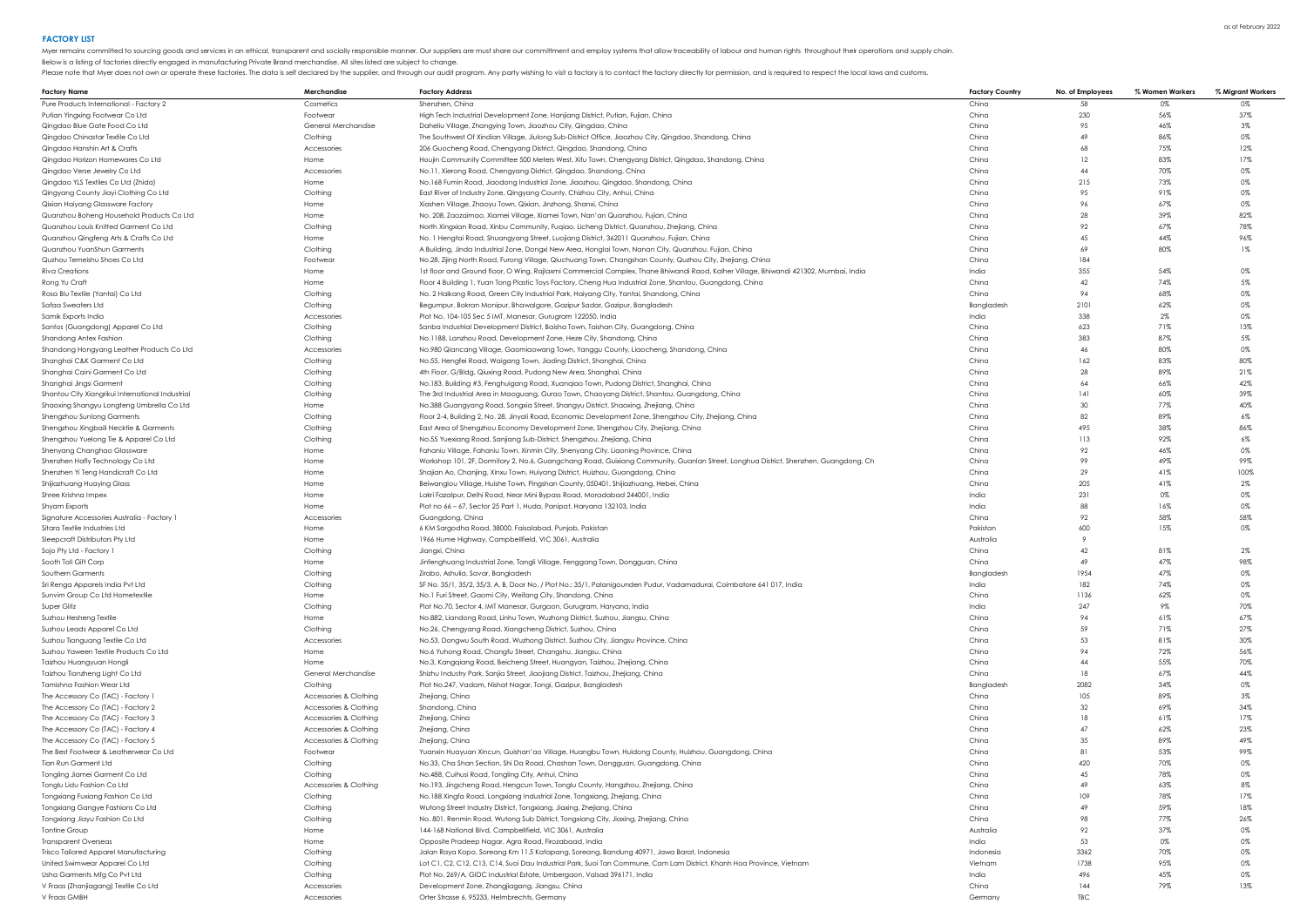## FACTORY LIST

as at February 2022

Myer remains committed to sourcing goods and services in an ethical, transparent and socially responsible manner. Our suppliers are must share our committment and employ systems that allow traceability of labour and human rights throughout their operations and supply chain.

Below is a listing of factories directly engaged in manufacturing Private Brand merchandise. All sites listed are subject to change.

Please note that Myer does not own or operate these factories. The data is self declared by the supplier, and through our audit program. Any party wishing to visit a factory is to contact the factory directly for permission, and is required to respect the local laws and customs.

| Factory Name | Merchandise | Factory Address | Factory Country | No. of Employees | % Women Workers | % Migrant Workers |
|---|---|---|---|---|---|---|
| Pure Products International - Factory 2 | Cosmetics | Shenzhen, China | China | 58 | 0% | 0% |
| Putian Yingxing Footwear Co Ltd | Footwear | High Tech Industrial Development Zone, Hanjiang District, Putian, Fujian, China | China | 230 | 56% | 37% |
| Qingdao Blue Gate Food Co Ltd | General Merchandise | Daheliu Village, Zhangying Town, Jiaozhou City, Qingdao, China | China | 95 | 46% | 3% |
| Qingdao Chinastar Textile Co Ltd | Clothing | The Southwest Of Xindian Village, Jiulong Sub-District Office, Jiaozhou City, Qingdao, Shandong, China | China | 49 | 86% | 0% |
| Qingdao Hanshin Art & Crafts | Accessories | 206 Guocheng Road, Chengyang District, Qingdao, Shandong, China | China | 68 | 75% | 12% |
| Qingdao Horizon Homewares Co Ltd | Home | Houjin Community Committee 500 Meters West, Xifu Town, Chengyang District, Qingdao, Shandong, China | China | 12 | 83% | 17% |
| Qingdao Verse Jewelry Co Ltd | Accessories | No.11, Xierong Road, Chengyang District, Qingdao, Shandong, China | China | 44 | 70% | 0% |
| Qingdao YLS Textiles Co Ltd (Zhida) | Home | No.168 Fumin Road, Jiaodong Industrial Zone, Jiaozhou, Qingdao, Shandong, China | China | 215 | 73% | 0% |
| Qingyang County Jiayi Clothing Co Ltd | Clothing | East River of Industry Zone, Qingyang County, Chizhou City, Anhui, China | China | 95 | 91% | 0% |
| Qixian Haiyang Glassware Factory | Home | Xiashen Village, Zhaoyu Town, Qixian, Jinzhong, Shanxi, China | China | 96 | 67% | 0% |
| Quanzhou Boheng Household Products Co Ltd | Home | No. 208, Zaozaimao, Xiamei Village, Xiamei Town, Nan'an Quanzhou, Fujian, China | China | 28 | 39% | 82% |
| Quanzhou Louis Knitted Garment Co Ltd | Clothing | North Xingxian Road, Xinbu Community, Fuqiao, Licheng District, Quanzhou, Zhejiang, China | China | 92 | 67% | 78% |
| Quanzhou Qingfeng Arts & Crafts Co Ltd | Home | No. 1 Hengtai Road, Shuangyang Street, Luojiang District, 362011 Quanzhou, Fujian, China | China | 45 | 44% | 96% |
| Quanzhou YuanShun Garments | Clothing | A Building, Jinda Industrial Zone, Dongxi New Area, Honglai Town, Nanan City, Quanzhou, Fujian, China | China | 69 | 80% | 1% |
| Quzhou Terneishu Shoes Co Ltd | Footwear | No.28, Zijing North Road, Furong Village, Qiuchuang Town, Changshan County, Quzhou City, Zhejiang, China | China | 184 | | |
| Riva Creations | Home | 1st floor and Ground floor, O Wing, Rajlaxmi Commercial Complex, Thane Bhiwandi Raod, Kalher Village, Bhiwandi 421302, Mumbai, India | India | 355 | 54% | 0% |
| Rong Yu Craft | Home | Floor 4 Building 1, Yuan Tong Plastic Toys Factory, Cheng Hua Industrial Zone, Shantou, Guangdong, China | China | 42 | 74% | 5% |
| Rosa Blu Textile (Yantai) Co Ltd | Clothing | No. 2 Haikang Road, Green City Industrial Park, Haiyang City, Yantai, Shandong, China | China | 94 | 68% | 0% |
| Safaa Sweaters Ltd | Clothing | Begumpur, Bokran Monipur, Bhawalgore, Gazipur Sadar, Gazipur, Bangladesh | Bangladesh | 2101 | 62% | 0% |
| Samik Exports India | Accessories | Plot No. 104-105 Sec 5 IMT, Manesar, Gurugram 122050, India | India | 338 | 2% | 0% |
| Sanba (Guangdong) Apparel Co Ltd | Clothing | Sanba Industrial Development District, Baisha Town, Taishan City, Guangdong, China | China | 623 | 71% | 13% |
| Shandong Antex Fashion | Clothing | No.1188, Lanzhou Road, Development Zone, Heze City, Shandong, China | China | 383 | 87% | 5% |
| Shandong Hongyang Leather Products Co Ltd | Accessories | No.980 Qiancang Village, Gaomiaowang Town, Yanggu County, Liaocheng, Shandong, China | China | 46 | 80% | 0% |
| Shanghai C&K Garment Co Ltd | Clothing | No.55, Hengfei Road, Waigang Town, Jiading District, Shanghai, China | China | 162 | 83% | 80% |
| Shanghai Caini Garment Co Ltd | Clothing | 4th Floor, G/Bldg, Qiuxing Road, Pudong New Area, Shanghai, China | China | 28 | 89% | 21% |
| Shanghai Jingsi Garment | Clothing | No.183, Building #3, Fenghuigang Road, Xuanqiao Town, Pudong District, Shanghai, China | China | 64 | 66% | 42% |
| Shantou City Xiangrikui International Industrial | Clothing | The 3rd Industrial Area in Maoguang, Gurao Town, Chaoyang District, Shantou, Guangdong, China | China | 141 | 60% | 39% |
| Shaoxing Shangyu Longteng Umbrella Co Ltd | Home | No.388 Guangyang Road, Songxia Street, Shangyu District, Shaoxing, Zhejiang, China | China | 30 | 77% | 40% |
| Shengzhou Sunlong Garments | Clothing | Floor 2-4, Building 2, No. 28, Jinyali Road, Economic Development Zone, Shengzhou City, Zhejiang, China | China | 82 | 89% | 6% |
| Shengzhou Xingbaili Necktie & Garments | Clothing | East Area of Shengzhou Economy Development Zone, Shengzhou City, Zhejiang, China | China | 495 | 38% | 86% |
| Shengzhou Yuelong Tie & Apparel Co Ltd | Clothing | No.55 Yuexiang Road, Sanjiang Sub-District, Shengzhou, Zhejiang, China | China | 113 | 92% | 6% |
| Shenyang Chenghao Glassware | Home | Fahaniu Village, Fahaniu Town, Xinmin City, Shenyang City, Liaoning Province, China | China | 92 | 46% | 0% |
| Shenzhen Hafly Technology Co Ltd | Home | Workshop 101, 2F, Dormitory 2, No.6, Guangchang Road, Guixiang Community, Guanlan Street, Longhua District, Shenzhen, Guangdong, Ch | China | 99 | 49% | 99% |
| Shenzhen Yi Teng Handicraft Co Ltd | Home | Shajian Ao, Chanjing, Xinxu Town, Huiyang District, Huizhou, Guangdong, China | China | 29 | 41% | 100% |
| Shijiazhuang Huaying Glass | Home | Beiwanglou Village, Huishe Town, Pingshan County, 050401, Shijiazhuang, Hebei, China | China | 205 | 41% | 2% |
| Shree Krishna Impex | Home | Lakri Fazalpur, Delhi Road, Near Mini Bypass Road, Moradabad 244001, India | India | 231 | 0% | 0% |
| Shyam Exports | Home | Plot no 66 – 67, Sector 25 Part 1, Huda, Panipat, Haryana 132103, India | India | 88 | 16% | 0% |
| Signature Accessories Australia - Factory 1 | Accessories | Guangdong, China | China | 92 | 58% | 58% |
| Sitara Textile Industries Ltd | Home | 6 KM Sargodha Road, 38000, Faisalabad, Punjab, Pakistan | Pakistan | 600 | 15% | 0% |
| Sleepcraft Distributors Pty Ltd | Home | 1966 Hume Highway, Campbellfield, VIC 3061, Australia | Australia | 9 | | |
| Soja Pty Ltd - Factory 1 | Clothing | Jiangxi, China | China | 42 | 81% | 2% |
| Sooth Toll Gift Corp | Home | Jinfenghuang Industrial Zone, Tangli Village, Fenggang Town, Dongguan, China | China | 49 | 47% | 98% |
| Southern Garments | Clothing | Zirabo, Ashulia, Savar, Bangladesh | Bangladesh | 1954 | 47% | 0% |
| Sri Renga Apparels India Pvt Ltd | Clothing | SF No. 35/1, 35/2, 35/3, A, B, Door No. / Plot No.: 35/1, Palanigounden Pudur, Vadamadurai, Coimbatore 641 017, India | India | 182 | 74% | 0% |
| Sunvim Group Co Ltd Hometextile | Home | No.1 Furi Street, Gaomi City, Weifang City, Shandong, China | China | 1136 | 62% | 0% |
| Super Glitz | Clothing | Plot No.70, Sector 4, IMT Manesar, Gurgaon, Gurugram, Haryana, India | India | 247 | 9% | 70% |
| Suzhou Hesheng Textile | Home | No.882, Liandong Road, Linhu Town, Wuzhong District, Suzhou, Jiangsu, China | China | 94 | 61% | 67% |
| Suzhou Leads Apparel Co Ltd | Clothing | No.26, Chengyang Road, Xiangcheng District, Suzhou, China | China | 59 | 71% | 27% |
| Suzhou Tianguang Textile Co Ltd | Accessories | No.53, Dongwu South Road, Wuzhong District, Suzhou City, Jiangsu Province, China | China | 53 | 81% | 30% |
| Suzhou Yaweeen Textile Products Co Ltd | Home | No.6 Yuhong Road, Changfu Street, Changshu, Jiangsu, China | China | 94 | 72% | 56% |
| Taizhou Huangyuan Hongli | Home | No.3, Kangqiang Road, Beicheng Street, Huangyan, Taizhou, Zhejiang, China | China | 44 | 55% | 70% |
| Taizhou Tianzheng Light Co Ltd | General Merchandise | Shizhu Industry Park, Sanjia Street, Jiaojiang District, Taizhou, Zhejiang, China | China | 18 | 67% | 44% |
| Tamishna Fashion Wear Ltd | Clothing | Plot No.247, Vadam, Nishat Nagar, Tongi, Gazipur, Bangladesh | Bangladesh | 2082 | 34% | 0% |
| The Accessory Co (TAC) - Factory 1 | Accessories & Clothing | Zhejiang, China | China | 105 | 89% | 3% |
| The Accessory Co (TAC) - Factory 2 | Accessories & Clothing | Shandong, China | China | 32 | 69% | 34% |
| The Accessory Co (TAC) - Factory 3 | Accessories & Clothing | Zhejiang, China | China | 18 | 61% | 17% |
| The Accessory Co (TAC) - Factory 4 | Accessories & Clothing | Zhejiang, China | China | 47 | 62% | 23% |
| The Accessory Co (TAC) - Factory 5 | Accessories & Clothing | Zhejiang, China | China | 35 | 89% | 49% |
| The Best Footwear & Leatherwear Co Ltd | Footwear | Yuanxin Huayuan Xincun, Guishan'aa Village, Huangbu Town, Huidong County, Huizhou, Guangdong, China | China | 81 | 53% | 99% |
| Tian Run Garment Ltd | Clothing | No.33, Cha Shan Section, Shi Da Road, Chashan Town, Dongguan, Guangdong, China | China | 420 | 70% | 0% |
| Tongling Jiamei Garment Co Ltd | Clothing | No.488, Cuihusi Road, Tongling City, Anhui, China | China | 45 | 78% | 0% |
| Tonglu Lidu Fashion Co Ltd | Accessories & Clothing | No.193, Jingcheng Road, Hengcun Town, Tonglu County, Hangzhou, Zhejiang, China | China | 49 | 63% | 8% |
| Tongxiang Fuxiang Fashion Co Ltd | Clothing | No.188 Xingfa Road, Longxiang Industrial Zone, Tongxiang, Zhejiang, China | China | 109 | 78% | 17% |
| Tongxiang Gangye Fashions Co Ltd | Clothing | Wutong Street Industry District, Tongxiang, Jiaxing, Zhejiang, China | China | 49 | 59% | 18% |
| Tongxiang Jiayu Fashion Co Ltd | Clothing | No. 801, Renmin Road, Wutong Sub District, Tongxiang City, Jiaxing, Zhejiang, China | China | 98 | 77% | 26% |
| Tontine Group | Home | 144-168 National Blvd, Campbellfield, VIC 3061, Australia | Australia | 92 | 37% | 0% |
| Transparent Overseas | Home | Opposite Pradeep Nagar, Agra Road, Firozabad, India | India | 53 | 0% | 0% |
| Trisco Tailored Apparel Manufacturing | Clothing | Jalan Raya Kopo, Soreang Km 11.5 Katapang, Soreang, Bandung 40971, Jawa Barat, Indonesia | Indonesia | 3362 | 70% | 0% |
| United Swimwear Apparel Co Ltd | Clothing | Lot C1, C2, C12, C13, C14, Suoi Dau Industrial Park, Suoi Tan Commune, Cam Lam District, Khanh Hoa Province, Vietnam | Vietnam | 1738 | 95% | 0% |
| Usha Garments Mfg Co Pvt Ltd | Clothing | Plot No. 269/A, GIDC Industrial Estate, Umbergaon, Valsad 396171, India | India | 496 | 45% | 0% |
| V Fraas (Zhanjiagang) Textile Co Ltd | Accessories | Development Zone, Zhangjiagang, Jiangsu, China | China | 144 | 79% | 13% |
| V Fraas GMBH | Accessories | Orter Strasse 6, 95233, Helmbrechts, Germany | Germany | TBC | | |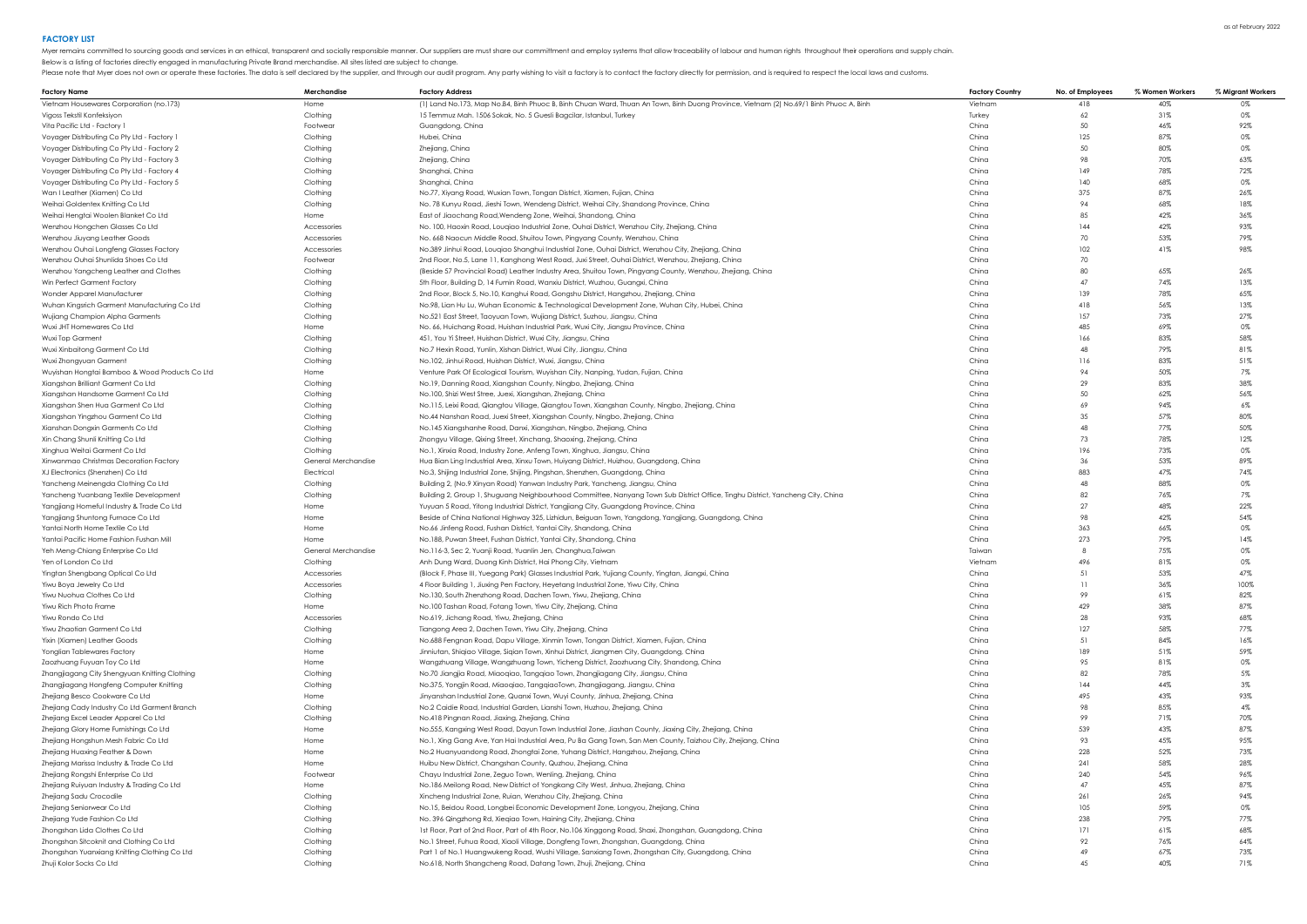as at February 2022

**FACTORY LIST**

Myer remains committed to sourcing goods and services in an ethical, transparent and socially responsible manner. Our suppliers are must share our committment and employ systems that allow traceability of labour and human rights throughout their operations and supply chain.

Below is a listing of factories directly engaged in manufacturing Private Brand merchandise. All sites listed are subject to change.

Please note that Myer does not own or operate these factories. The data is self declared by the supplier, and through our audit program. Any party wishing to visit a factory is to contact the factory directly for permission, and is required to respect the local laws and customs.

| Factory Name | Merchandise | Factory Address | Factory Country | No. of Employees | % Women Workers | % Migrant Workers |
|---|---|---|---|---|---|---|
| Vietnam Housewares Corporation (no.173) | Home | (1) Land No.173, Map No.84, Binh Phuoc B, Binh Chuan Ward, Thuan An Town, Binh Duong Province, Vietnam (2) No.69/1 Binh Phuoc A, Binh | Vietnam | 418 | 40% | 0% |
| Vigoss Tekstil Konfeksiyon | Clothing | 15 Temmuz Mah. 1506 Sokak, No. 5 Guesli Bagcilar, Istanbul, Turkey | Turkey | 62 | 31% | 0% |
| Vita Pacific Ltd - Factory 1 | Footwear | Guangdong, China | China | 50 | 46% | 92% |
| Voyager Distributing Co Pty Ltd - Factory 1 | Clothing | Hubei, China | China | 125 | 87% | 0% |
| Voyager Distributing Co Pty Ltd - Factory 2 | Clothing | Zhejiang, China | China | 50 | 80% | 0% |
| Voyager Distributing Co Pty Ltd - Factory 3 | Clothing | Zhejiang, China | China | 98 | 70% | 63% |
| Voyager Distributing Co Pty Ltd - Factory 4 | Clothing | Shanghai, China | China | 149 | 78% | 72% |
| Voyager Distributing Co Pty Ltd - Factory 5 | Clothing | Shanghai, China | China | 140 | 68% | 0% |
| Wan I Leather (Xiamen) Co Ltd | Clothing | No.77, Xiyang Road, Wuxian Town, Tongan District, Xiamen, Fujian, China | China | 375 | 87% | 26% |
| Weihai Goldentex Knitting Co Ltd | Clothing | No. 78 Kunyu Road, Jieshi Town, Wendeng District, Weihai City, Shandong Province, China | China | 94 | 68% | 18% |
| Weihai Hengtai Woolen Blanket Co Ltd | Home | East of Jiaochang Road,Wendeng Zone, Weihai, Shandong, China | China | 85 | 42% | 36% |
| Wenzhou Hongchen Glasses Co Ltd | Accessories | No. 100, Haoxin Road, Louqiao Industrial Zone, Ouhai District, Wenzhou City, Zhejiang, China | China | 144 | 42% | 93% |
| Wenzhou Jiuyang Leather Goods | Accessories | No. 668 Naocun Middle Road, Shuitou Town, Pingyang County, Wenzhou, China | China | 70 | 53% | 79% |
| Wenzhou Ouhai Longfeng Glasses Factory | Accessories | No.389 Jinhui Road, Louqiao Shanghui Industrial Zone, Ouhai District, Wenzhou City, Zhejiang, China | China | 102 | 41% | 98% |
| Wenzhou Ouhai Shunlida Shoes Co Ltd | Footwear | 2nd Floor, No.5, Lane 11, Kanghong West Road, Juxi Street, Ouhai District, Wenzhou, Zhejiang, China | China | 70 | | |
| Wenzhou Yangcheng Leather and Clothes | Clothing | (Beside 57 Provincial Road) Leather Industry Area, Shuitou Town, Pingyang County, Wenzhou, Zhejiang, China | China | 80 | 65% | 26% |
| Win Perfect Garment Factory | Clothing | 5th Floor, Building D, 14 Fumin Road, Wanxiu District, Wuzhou, Guangxi, China | China | 47 | 74% | 13% |
| Wonder Apparel Manufacturer | Clothing | 2nd Floor, Block 5, No.10, Kanghui Road, Gongshu District, Hangzhou, Zhejiang, China | China | 139 | 78% | 65% |
| Wuhan Kingsrich Garment Manufacturing Co Ltd | Clothing | No.98, Lian Hu Lu, Wuhan Economic & Technological Development Zone, Wuhan City, Hubei, China | China | 418 | 56% | 13% |
| Wujiang Champion Alpha Garments | Clothing | No.521 East Street, Taoyuan Town, Wujiang District, Suzhou, Jiangsu, China | China | 157 | 73% | 27% |
| Wuxi JHT Homewares Co Ltd | Home | No. 66, Huichang Road, Huishan Industrial Park, Wuxi City, Jiangsu Province, China | China | 485 | 69% | 0% |
| Wuxi Top Garment | Clothing | 451, You Yi Street, Huishan District, Wuxi City, Jiangsu, China | China | 166 | 83% | 58% |
| Wuxi Xinbaitong Garment Co Ltd | Clothing | No.7 Hexin Road, Yunlin, Xishan District, Wuxi City, Jiangsu, China | China | 48 | 79% | 81% |
| Wuxi Zhongyuan Garment | Clothing | No.102, Jinhui Road, Huishan District, Wuxi, Jiangsu, China | China | 116 | 83% | 51% |
| Wuyishan Hongtai Bamboo & Wood Products Co Ltd | Home | Venture Park Of Ecological Tourism, Wuyishan City, Nanping, Yudan, Fujian, China | China | 94 | 50% | 7% |
| Xiangshan Brilliant Garment Co Ltd | Clothing | No.19, Danning Road, Xiangshan County, Ningbo, Zhejiang, China | China | 29 | 83% | 38% |
| Xiangshan Handsome Garment Co Ltd | Clothing | No.100, Shizi West Stree, Juexi, Xiangshan, Zhejiang, China | China | 50 | 62% | 56% |
| Xiangshan Shen Hua Garment Co Ltd | Clothing | No.115, Leixi Road, Qiangtou Village, Qiangtou Town, Xiangshan County, Ningbo, Zhejiang, China | China | 69 | 94% | 6% |
| Xiangshan Yingzhou Garment Co Ltd | Clothing | No.44 Nanshan Road, Juexi Street, Xiangshan County, Ningbo, Zhejiang, China | China | 35 | 57% | 80% |
| Xianshan Dongxin Garments Co Ltd | Clothing | No.145 Xiangshanhe Road, Danxi, Xiangshan, Ningbo, Zhejiang, China | China | 48 | 77% | 50% |
| Xin Chang Shunli Knitting Co Ltd | Clothing | Zhongyu Village, Qixing Street, Xinchang, Shaoxing, Zhejiang, China | China | 73 | 78% | 12% |
| Xinghua Weitai Garment Co Ltd | Clothing | No.1, Xinxia Road, Industry Zone, Anfeng Town, Xinghua, Jiangsu, China | China | 196 | 73% | 0% |
| Xinwanmao Christmas Decoration Factory | General Merchandise | Hua Bian Ling Industrial Area, Xinxu Town, Huiyang District, Huizhou, Guangdong, China | China | 36 | 53% | 89% |
| XJ Electronics (Shenzhen) Co Ltd | Electrical | No.3, Shijing Industrial Zone, Shijing, Pingshan, Shenzhen, Guangdong, China | China | 883 | 47% | 74% |
| Yancheng Meinengda Clothing Co Ltd | Clothing | Building 2, (No.9 Xinyan Road) Yanwan Industry Park, Yancheng, Jiangsu, China | China | 48 | 88% | 0% |
| Yancheng Yuanbang Textile Development | Clothing | Building 2, Group 1, Shuguang Neighbourhood Committee, Nanyang Town Sub District Office, Tinghu District, Yancheng City, China | China | 82 | 76% | 7% |
| Yangjiang Homeful Industry & Trade Co Ltd | Home | Yuyuan 5 Road, Yitong Industrial District, Yangjiang City, Guangdong Province, China | China | 27 | 48% | 22% |
| Yangjiang Shuntong Furnace Co Ltd | Home | Beside of China National Highway 325, Lizhidun, Beiguan Town, Yangdong, Yangjiang, Guangdong, China | China | 98 | 42% | 54% |
| Yantai North Home Textile Co Ltd | Home | No.66 Jinfeng Road, Fushan District, Yantai City, Shandong, China | China | 363 | 66% | 0% |
| Yantai Pacific Home Fashion Fushan Mill | Home | No.188, Puwan Street, Fushan District, Yantai City, Shandong, China | China | 273 | 79% | 14% |
| Yeh Meng-Chiang Enterprise Co Ltd | General Merchandise | No.116-3, Sec 2, Yuanji Road, Yuanlin Jen, Changhua,Taiwan | Taiwan | 8 | 75% | 0% |
| Yen of London Co Ltd | Clothing | Anh Dung Ward, Duong Kinh District, Hai Phong City, Vietnam | Vietnam | 496 | 81% | 0% |
| Yingtan Shengbang Optical Co Ltd | Accessories | (Block F, Phase III, Yuegang Park) Glasses Industrial Park, Yujiang County, Yingtan, Jiangxi, China | China | 51 | 53% | 47% |
| Yiwu Boya Jewelry Co Ltd | Accessories | 4 Floor Building 1, Jiuxing Pen Factory, Heyetang Industrial Zone, Yiwu City, China | China | 11 | 36% | 100% |
| Yiwu Nuohua Clothes Co Ltd | Clothing | No.130, South Zhenzhong Road, Dachen Town, Yiwu, Zhejiang, China | China | 99 | 61% | 82% |
| Yiwu Rich Photo Frame | Home | No.100 Tashan Road, Fotang Town, Yiwu City, Zhejiang, China | China | 429 | 38% | 87% |
| Yiwu Rondo Co Ltd | Accessories | No.619, Jichang Road, Yiwu, Zhejiang, China | China | 28 | 93% | 68% |
| Yiwu Zhaotian Garment Co Ltd | Clothing | Tiangong Area 2, Dachen Town, Yiwu City, Zhejiang, China | China | 127 | 58% | 77% |
| Yixin (Xiamen) Leather Goods | Clothing | No.688 Fengnan Road, Dapu Village, Xinmin Town, Tongan District, Xiamen, Fujian, China | China | 51 | 84% | 16% |
| Yonglian Tablewares Factory | Home | Jinniutan, Shiqiao Village, Siqian Town, Xinhui District, Jiangmen City, Guangdong, China | China | 189 | 51% | 59% |
| Zaozhuang Fuyuan Toy Co Ltd | Home | Wangzhuang Village, Wangzhuang Town, Yicheng District, Zaozhuang City, Shandong, China | China | 95 | 81% | 0% |
| Zhangjiagang City Shengyuan Knitting Clothing | Clothing | No.70 Jiangjia Road, Miaoqiao, Tangqiao Town, Zhangjiagang City, Jiangsu, China | China | 82 | 78% | 5% |
| Zhangjiagang Hongfeng Computer Knitting | Clothing | No.375, Yongjin Road, Miaoqiao, TangqiaoTown, Zhangjiagang, Jiangsu, China | China | 144 | 44% | 3% |
| Zhejiang Besco Cookware Co Ltd | Home | Jinyanshan Industrial Zone, Quanxi Town, Wuyi County, Jinhua, Zhejiang, China | China | 495 | 43% | 93% |
| Zhejiang Cady Industry Co Ltd Garment Branch | Clothing | No.2 Caidie Road, Industrial Garden, Lianshi Town, Huzhou, Zhejiang, China | China | 98 | 85% | 4% |
| Zhejiang Excel Leader Apparel Co Ltd | Clothing | No.418 Pingnan Road, Jiaxing, Zhejiang, China | China | 99 | 71% | 70% |
| Zhejiang Glory Home Furnishings Co Ltd | Home | No.555, Kangxing West Road, Dayun Town Industrial Zone, Jiashan County, Jiaxing City, Zhejiang, China | China | 539 | 43% | 87% |
| Zhejiang Hongshun Mesh Fabric Co Ltd | Home | No.1, Xing Gang Ave, Yan Hai Industrial Area, Pu Ba Gang Town, San Men County, Taizhou City, Zhejiang, China | China | 93 | 45% | 95% |
| Zhejiang Huaxing Feather & Down | Home | No.2 Huanyuandong Road, Zhongtai Zone, Yuhang District, Hangzhou, Zhejiang, China | China | 228 | 52% | 73% |
| Zhejiang Marissa Industry & Trade Co Ltd | Home | Huibu New District, Changshan County, Quzhou, Zhejiang, China | China | 241 | 58% | 28% |
| Zhejiang Rongshi Enterprise Co Ltd | Footwear | Chayu Industrial Zone, Zeguo Town, Wenling, Zhejiang, China | China | 240 | 54% | 96% |
| Zhejiang Ruiyuan Industry & Trading Co Ltd | Home | No.186 Meilong Road, New District of Yongkang City West, Jinhua, Zhejiang, China | China | 47 | 45% | 87% |
| Zhejiang Sadu Crocodile | Clothing | Xincheng Industrial Zone, Ruian, Wenzhou City, Zhejiang, China | China | 261 | 26% | 94% |
| Zhejiang Seniorwear Co Ltd | Clothing | No.15, Beidou Road, Longbei Economic Development Zone, Longyou, Zhejiang, China | China | 105 | 59% | 0% |
| Zhejiang Yude Fashion Co Ltd | Clothing | No. 396 Qingzhong Rd, Xieqiao Town, Haining City, Zhejiang, China | China | 238 | 79% | 77% |
| Zhongshan Lida Clothes Co Ltd | Clothing | 1st Floor, Part of 2nd Floor, Part of 4th Floor, No.106 Xinggong Road, Shaxi, Zhongshan, Guangdong, China | China | 171 | 61% | 68% |
| Zhongshan Sitcoknit and Clothing Co Ltd | Clothing | No.1 Street, Fuhua Road, Xiaoli Village, Dongfeng Town, Zhongshan, Guangdong, China | China | 92 | 76% | 64% |
| Zhongshan Yuanxiang Knitting Clothing Co Ltd | Clothing | Part 1 of No.1 Huangwukeng Road, Wushi Village, Sanxiang Town, Zhongshan City, Guangdong, China | China | 49 | 67% | 73% |
| Zhuji Kolor Socks Co Ltd | Clothing | No.618, North Shangcheng Road, Datang Town, Zhuji, Zhejiang, China | China | 45 | 40% | 71% |